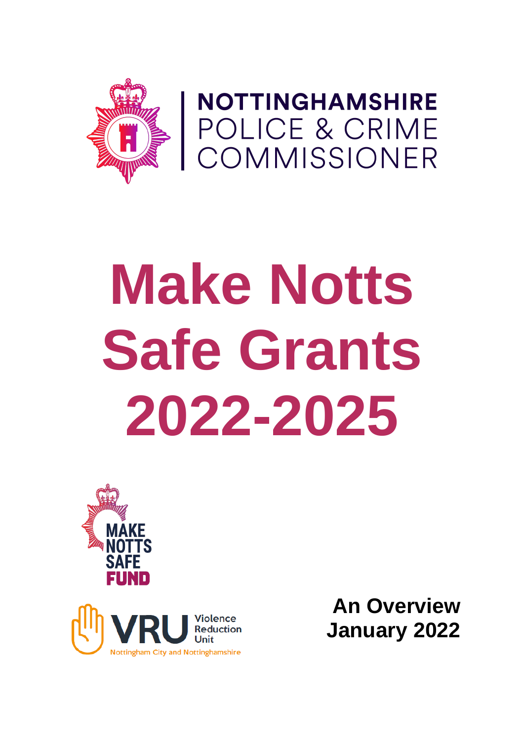NOTTINGHAMSHIRE
POLICE & CRIME
COMMISSIONER

# Make Notts Safe Grants 2022-2025

MAKE NOTTS SAFE FUND

VRU Violence Reduction Unit
Nottingham City and Nottinghamshire

**An Overview**
**January 2022**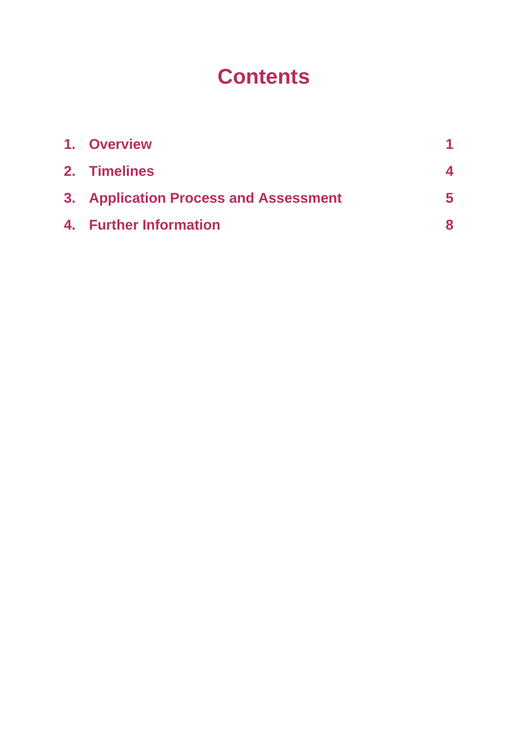# Contents

| | | |
|---|---|---|
| 1. | Overview | 1 |
| 2. | Timelines | 4 |
| 3. | Application Process and Assessment | 5 |
| 4. | Further Information | 8 |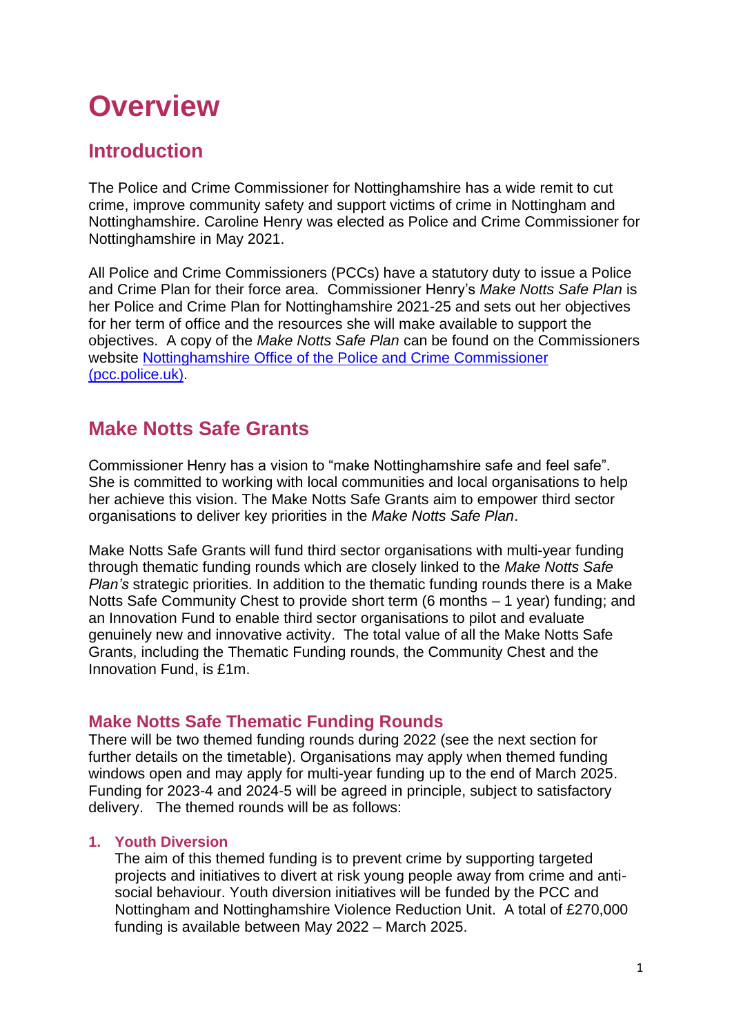# Overview

## Introduction

The Police and Crime Commissioner for Nottinghamshire has a wide remit to cut crime, improve community safety and support victims of crime in Nottingham and Nottinghamshire. Caroline Henry was elected as Police and Crime Commissioner for Nottinghamshire in May 2021.

All Police and Crime Commissioners (PCCs) have a statutory duty to issue a Police and Crime Plan for their force area. Commissioner Henry's *Make Notts Safe Plan* is her Police and Crime Plan for Nottinghamshire 2021-25 and sets out her objectives for her term of office and the resources she will make available to support the objectives. A copy of the *Make Notts Safe Plan* can be found on the Commissioners website [Nottinghamshire Office of the Police and Crime Commissioner (pcc.police.uk)](pcc.police.uk).

## Make Notts Safe Grants

Commissioner Henry has a vision to "make Nottinghamshire safe and feel safe". She is committed to working with local communities and local organisations to help her achieve this vision. The Make Notts Safe Grants aim to empower third sector organisations to deliver key priorities in the *Make Notts Safe Plan*.

Make Notts Safe Grants will fund third sector organisations with multi-year funding through thematic funding rounds which are closely linked to the *Make Notts Safe Plan's* strategic priorities. In addition to the thematic funding rounds there is a Make Notts Safe Community Chest to provide short term (6 months – 1 year) funding; and an Innovation Fund to enable third sector organisations to pilot and evaluate genuinely new and innovative activity. The total value of all the Make Notts Safe Grants, including the Thematic Funding rounds, the Community Chest and the Innovation Fund, is £1m.

### Make Notts Safe Thematic Funding Rounds

There will be two themed funding rounds during 2022 (see the next section for further details on the timetable). Organisations may apply when themed funding windows open and may apply for multi-year funding up to the end of March 2025. Funding for 2023-4 and 2024-5 will be agreed in principle, subject to satisfactory delivery. The themed rounds will be as follows:

1. **Youth Diversion**
   The aim of this themed funding is to prevent crime by supporting targeted projects and initiatives to divert at risk young people away from crime and anti-social behaviour. Youth diversion initiatives will be funded by the PCC and Nottingham and Nottinghamshire Violence Reduction Unit. A total of £270,000 funding is available between May 2022 – March 2025.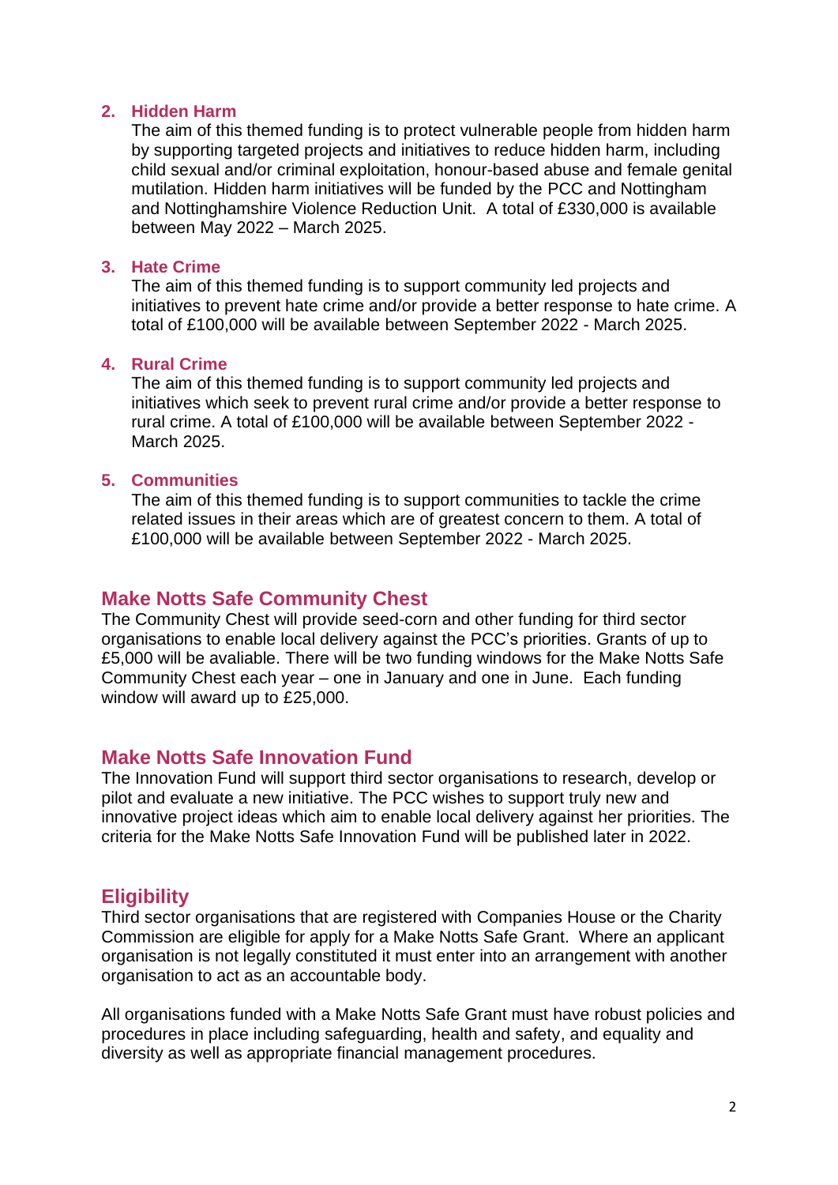2. **Hidden Harm**
   The aim of this themed funding is to protect vulnerable people from hidden harm by supporting targeted projects and initiatives to reduce hidden harm, including child sexual and/or criminal exploitation, honour-based abuse and female genital mutilation. Hidden harm initiatives will be funded by the PCC and Nottingham and Nottinghamshire Violence Reduction Unit. A total of £330,000 is available between May 2022 – March 2025.

3. **Hate Crime**
   The aim of this themed funding is to support community led projects and initiatives to prevent hate crime and/or provide a better response to hate crime. A total of £100,000 will be available between September 2022 - March 2025.

4. **Rural Crime**
   The aim of this themed funding is to support community led projects and initiatives which seek to prevent rural crime and/or provide a better response to rural crime. A total of £100,000 will be available between September 2022 - March 2025.

5. **Communities**
   The aim of this themed funding is to support communities to tackle the crime related issues in their areas which are of greatest concern to them. A total of £100,000 will be available between September 2022 - March 2025.

## Make Notts Safe Community Chest

The Community Chest will provide seed-corn and other funding for third sector organisations to enable local delivery against the PCC's priorities. Grants of up to £5,000 will be avaliable. There will be two funding windows for the Make Notts Safe Community Chest each year – one in January and one in June. Each funding window will award up to £25,000.

## Make Notts Safe Innovation Fund

The Innovation Fund will support third sector organisations to research, develop or pilot and evaluate a new initiative. The PCC wishes to support truly new and innovative project ideas which aim to enable local delivery against her priorities. The criteria for the Make Notts Safe Innovation Fund will be published later in 2022.

## Eligibility

Third sector organisations that are registered with Companies House or the Charity Commission are eligible for apply for a Make Notts Safe Grant. Where an applicant organisation is not legally constituted it must enter into an arrangement with another organisation to act as an accountable body.

All organisations funded with a Make Notts Safe Grant must have robust policies and procedures in place including safeguarding, health and safety, and equality and diversity as well as appropriate financial management procedures.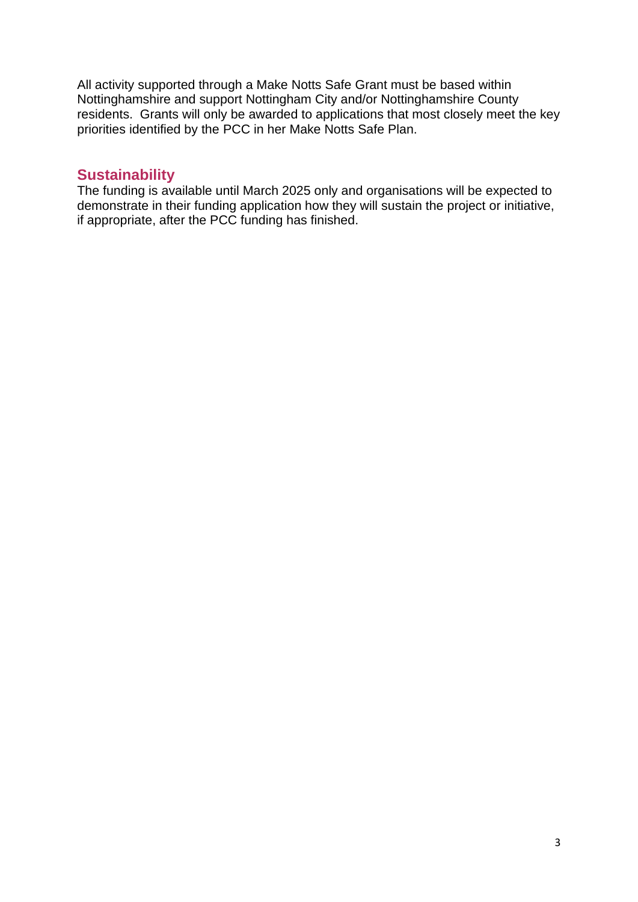All activity supported through a Make Notts Safe Grant must be based within Nottinghamshire and support Nottingham City and/or Nottinghamshire County residents. Grants will only be awarded to applications that most closely meet the key priorities identified by the PCC in her Make Notts Safe Plan.

## Sustainability

The funding is available until March 2025 only and organisations will be expected to demonstrate in their funding application how they will sustain the project or initiative, if appropriate, after the PCC funding has finished.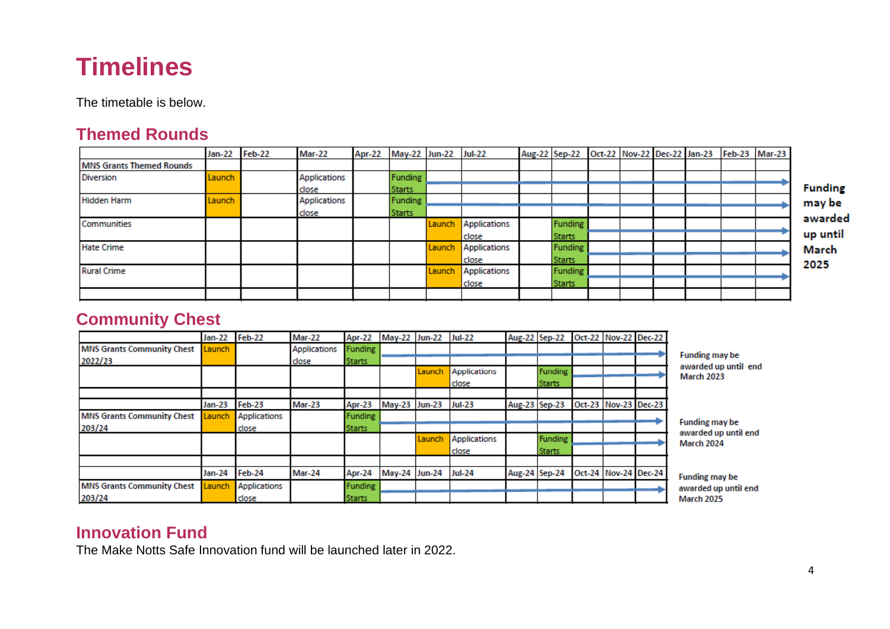# Timelines

The timetable is below.

## Themed Rounds

| | Jan-22 | Feb-22 | Mar-22 | Apr-22 | May-22 | Jun-22 | Jul-22 | Aug-22 | Sep-22 | Oct-22 | Nov-22 | Dec-22 | Jan-23 | Feb-23 | Mar-23 |
|---|---|---|---|---|---|---|---|---|---|---|---|---|---|---|---|
| MNS Grants Themed Rounds | | | | | | | | | | | | | | | |
| Diversion | Launch | | Applications close | | Funding Starts | → | → | → | → | → | → | → | → | → | → |
| Hidden Harm | Launch | | Applications close | | Funding Starts | → | → | → | → | → | → | → | → | → | → |
| Communities | | | | | | Launch | Applications close | | Funding Starts | → | → | → | → | → | → |
| Hate Crime | | | | | | Launch | Applications close | | Funding Starts | → | → | → | → | → | → |
| Rural Crime | | | | | | Launch | Applications close | | Funding Starts | → | → | → | → | → | → |

**Funding may be awarded up until March 2025**

## Community Chest

| | Jan-22 | Feb-22 | Mar-22 | Apr-22 | May-22 | Jun-22 | Jul-22 | Aug-22 | Sep-22 | Oct-22 | Nov-22 | Dec-22 | |
|---|---|---|---|---|---|---|---|---|---|---|---|---|---|
| MNS Grants Community Chest 2022/23 | Launch | | Applications close | Funding Starts | → | → | → | → | → | → | → | → | Funding may be awarded up until end March 2023 |
| | | | | | | Launch | Applications close | | Funding Starts | → | → | → | |
| | | | | | | | | | | | | | |
| | Jan-23 | Feb-23 | Mar-23 | Apr-23 | May-23 | Jun-23 | Jul-23 | Aug-23 | Sep-23 | Oct-23 | Nov-23 | Dec-23 | |
| MNS Grants Community Chest 203/24 | Launch | Applications close | | Funding Starts | → | → | → | → | → | → | → | → | Funding may be awarded up until end March 2024 |
| | | | | | | Launch | Applications close | | Funding Starts | → | → | → | |
| | | | | | | | | | | | | | |
| | Jan-24 | Feb-24 | Mar-24 | Apr-24 | May-24 | Jun-24 | Jul-24 | Aug-24 | Sep-24 | Oct-24 | Nov-24 | Dec-24 | |
| MNS Grants Community Chest 203/24 | Launch | Applications close | | Funding Starts | → | → | → | → | → | → | → | → | Funding may be awarded up until end March 2025 |

## Innovation Fund

The Make Notts Safe Innovation fund will be launched later in 2022.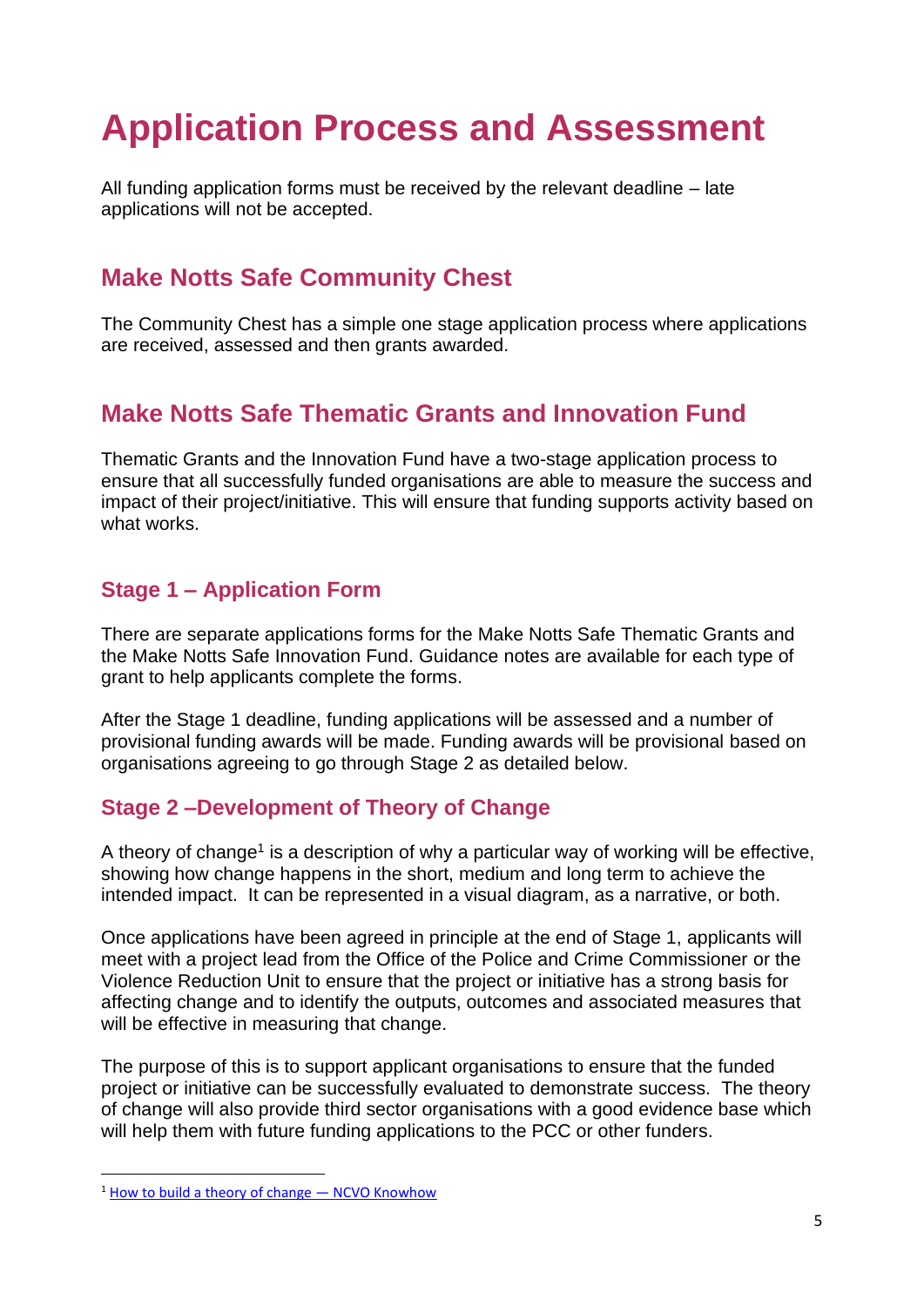# Application Process and Assessment

All funding application forms must be received by the relevant deadline – late applications will not be accepted.

## Make Notts Safe Community Chest

The Community Chest has a simple one stage application process where applications are received, assessed and then grants awarded.

## Make Notts Safe Thematic Grants and Innovation Fund

Thematic Grants and the Innovation Fund have a two-stage application process to ensure that all successfully funded organisations are able to measure the success and impact of their project/initiative. This will ensure that funding supports activity based on what works.

### Stage 1 – Application Form

There are separate applications forms for the Make Notts Safe Thematic Grants and the Make Notts Safe Innovation Fund. Guidance notes are available for each type of grant to help applicants complete the forms.

After the Stage 1 deadline, funding applications will be assessed and a number of provisional funding awards will be made. Funding awards will be provisional based on organisations agreeing to go through Stage 2 as detailed below.

### Stage 2 –Development of Theory of Change

A theory of change[1] is a description of why a particular way of working will be effective, showing how change happens in the short, medium and long term to achieve the intended impact. It can be represented in a visual diagram, as a narrative, or both.

Once applications have been agreed in principle at the end of Stage 1, applicants will meet with a project lead from the Office of the Police and Crime Commissioner or the Violence Reduction Unit to ensure that the project or initiative has a strong basis for affecting change and to identify the outputs, outcomes and associated measures that will be effective in measuring that change.

The purpose of this is to support applicant organisations to ensure that the funded project or initiative can be successfully evaluated to demonstrate success. The theory of change will also provide third sector organisations with a good evidence base which will help them with future funding applications to the PCC or other funders.

---

[1] How to build a theory of change — NCVO Knowhow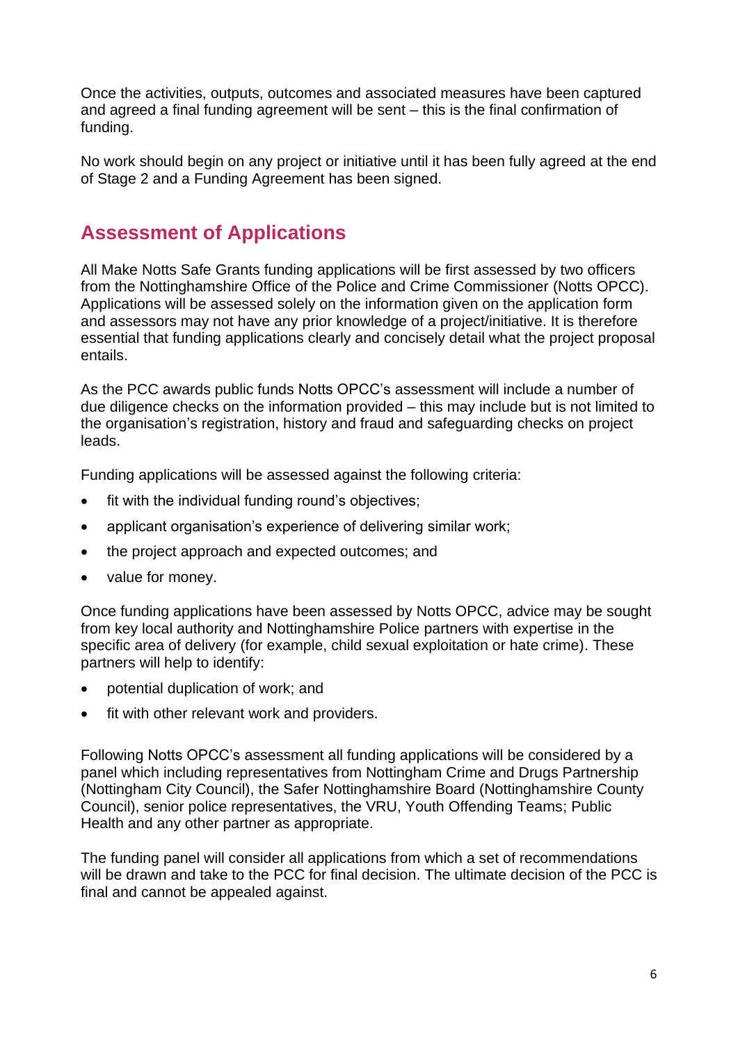Once the activities, outputs, outcomes and associated measures have been captured and agreed a final funding agreement will be sent – this is the final confirmation of funding.

No work should begin on any project or initiative until it has been fully agreed at the end of Stage 2 and a Funding Agreement has been signed.

## Assessment of Applications

All Make Notts Safe Grants funding applications will be first assessed by two officers from the Nottinghamshire Office of the Police and Crime Commissioner (Notts OPCC). Applications will be assessed solely on the information given on the application form and assessors may not have any prior knowledge of a project/initiative. It is therefore essential that funding applications clearly and concisely detail what the project proposal entails.

As the PCC awards public funds Notts OPCC's assessment will include a number of due diligence checks on the information provided – this may include but is not limited to the organisation's registration, history and fraud and safeguarding checks on project leads.

Funding applications will be assessed against the following criteria:

- fit with the individual funding round's objectives;
- applicant organisation's experience of delivering similar work;
- the project approach and expected outcomes; and
- value for money.

Once funding applications have been assessed by Notts OPCC, advice may be sought from key local authority and Nottinghamshire Police partners with expertise in the specific area of delivery (for example, child sexual exploitation or hate crime). These partners will help to identify:

- potential duplication of work; and
- fit with other relevant work and providers.

Following Notts OPCC's assessment all funding applications will be considered by a panel which including representatives from Nottingham Crime and Drugs Partnership (Nottingham City Council), the Safer Nottinghamshire Board (Nottinghamshire County Council), senior police representatives, the VRU, Youth Offending Teams; Public Health and any other partner as appropriate.

The funding panel will consider all applications from which a set of recommendations will be drawn and take to the PCC for final decision. The ultimate decision of the PCC is final and cannot be appealed against.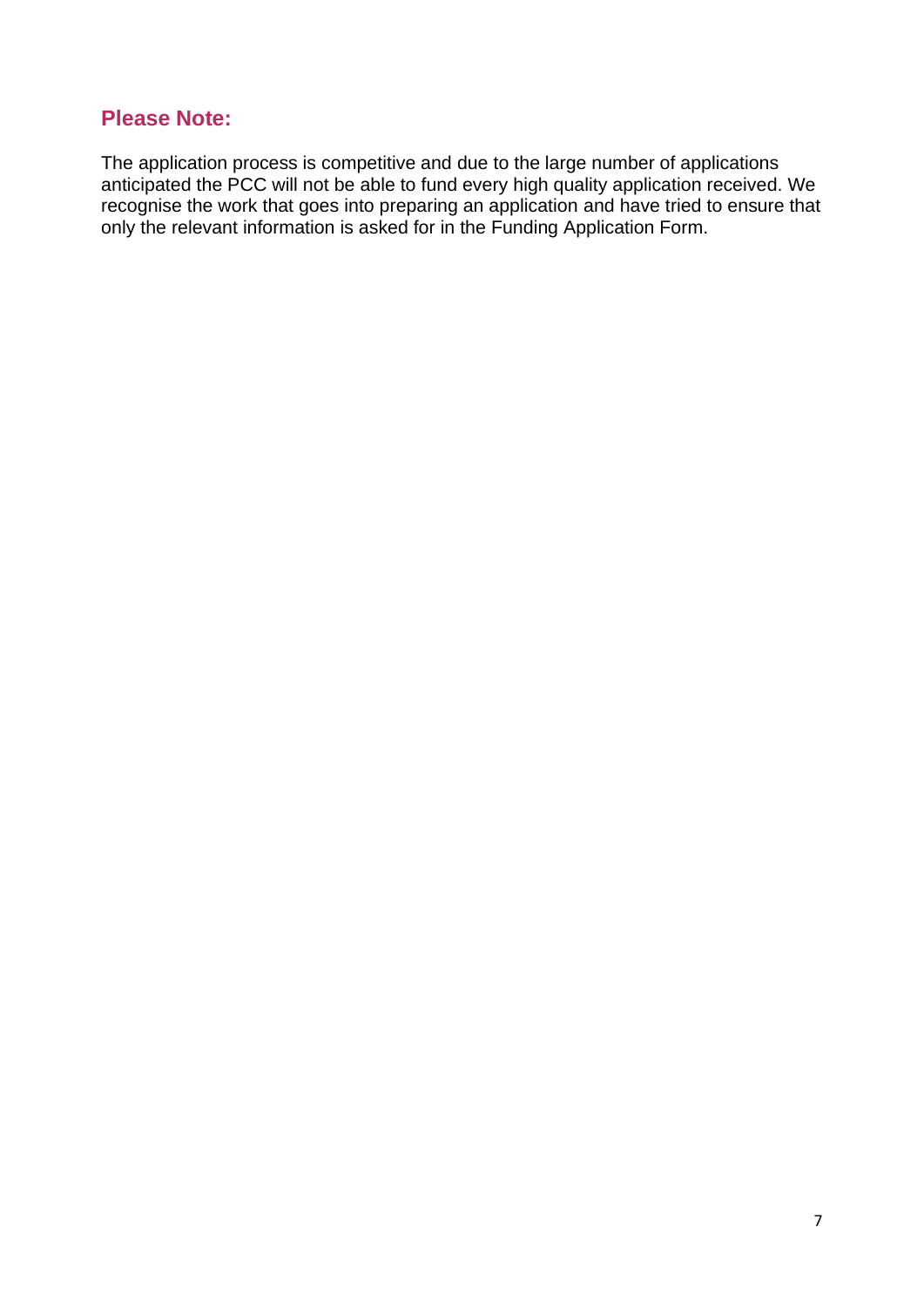## Please Note:

The application process is competitive and due to the large number of applications anticipated the PCC will not be able to fund every high quality application received. We recognise the work that goes into preparing an application and have tried to ensure that only the relevant information is asked for in the Funding Application Form.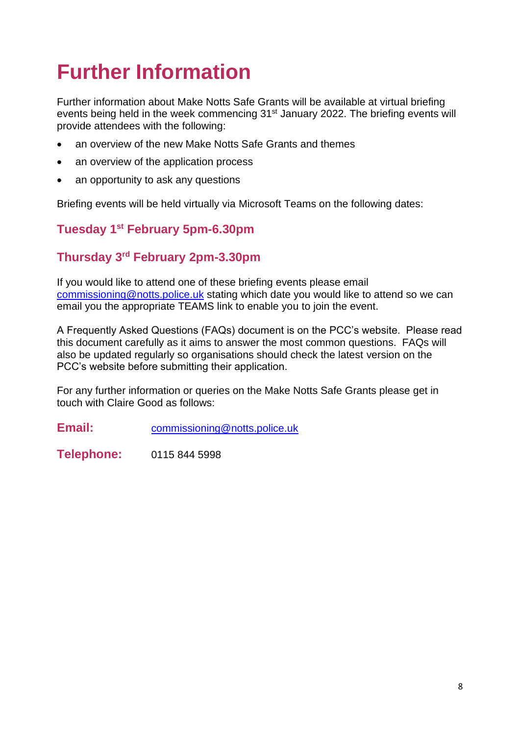# Further Information

Further information about Make Notts Safe Grants will be available at virtual briefing events being held in the week commencing 31st January 2022. The briefing events will provide attendees with the following:

- an overview of the new Make Notts Safe Grants and themes
- an overview of the application process
- an opportunity to ask any questions

Briefing events will be held virtually via Microsoft Teams on the following dates:

### Tuesday 1st February 5pm-6.30pm

### Thursday 3rd February 2pm-3.30pm

If you would like to attend one of these briefing events please email commissioning@notts.police.uk stating which date you would like to attend so we can email you the appropriate TEAMS link to enable you to join the event.

A Frequently Asked Questions (FAQs) document is on the PCC's website. Please read this document carefully as it aims to answer the most common questions. FAQs will also be updated regularly so organisations should check the latest version on the PCC's website before submitting their application.

For any further information or queries on the Make Notts Safe Grants please get in touch with Claire Good as follows:

**Email:** commissioning@notts.police.uk

**Telephone:** 0115 844 5998